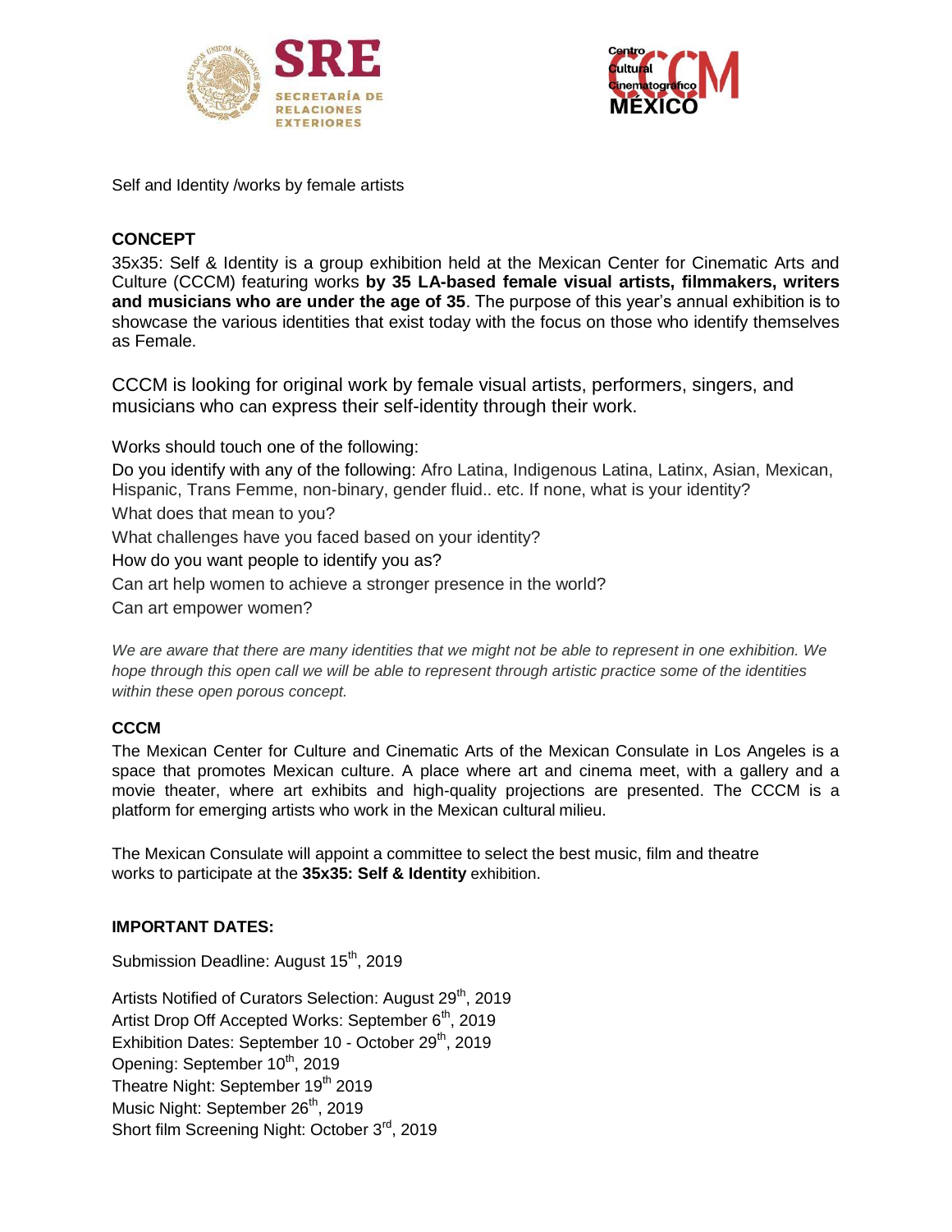SRE SECRETARÍA DE RELACIONES EXTERIORES

Centro Cultural Cinematográfico CCCM MÉXICO

Self and Identity /works by female artists

**CONCEPT**

35x35: Self & Identity is a group exhibition held at the Mexican Center for Cinematic Arts and Culture (CCCM) featuring works **by 35 LA-based female visual artists, filmmakers, writers and musicians who are under the age of 35**. The purpose of this year's annual exhibition is to showcase the various identities that exist today with the focus on those who identify themselves as Female.

CCCM is looking for original work by female visual artists, performers, singers, and musicians who can express their self-identity through their work.

Works should touch one of the following:

Do you identify with any of the following: Afro Latina, Indigenous Latina, Latinx, Asian, Mexican, Hispanic, Trans Femme, non-binary, gender fluid.. etc. If none, what is your identity?

What does that mean to you?

What challenges have you faced based on your identity?

How do you want people to identify you as?

Can art help women to achieve a stronger presence in the world?

Can art empower women?

*We are aware that there are many identities that we might not be able to represent in one exhibition. We hope through this open call we will be able to represent through artistic practice some of the identities within these open porous concept.*

**CCCM**

The Mexican Center for Culture and Cinematic Arts of the Mexican Consulate in Los Angeles is a space that promotes Mexican culture. A place where art and cinema meet, with a gallery and a movie theater, where art exhibits and high-quality projections are presented. The CCCM is a platform for emerging artists who work in the Mexican cultural milieu.

The Mexican Consulate will appoint a committee to select the best music, film and theatre works to participate at the **35x35: Self & Identity** exhibition.

**IMPORTANT DATES:**

Submission Deadline: August 15th, 2019

Artists Notified of Curators Selection: August 29th, 2019
Artist Drop Off Accepted Works: September 6th, 2019
Exhibition Dates: September 10 - October 29th, 2019
Opening: September 10th, 2019
Theatre Night: September 19th 2019
Music Night: September 26th, 2019
Short film Screening Night: October 3rd, 2019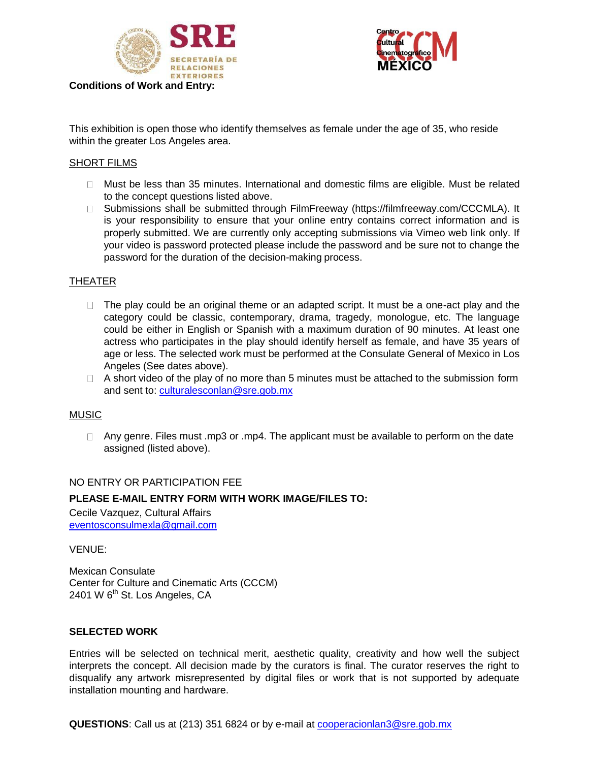**Conditions of Work and Entry:**

This exhibition is open those who identify themselves as female under the age of 35, who reside within the greater Los Angeles area.

SHORT FILMS

- Must be less than 35 minutes. International and domestic films are eligible. Must be related to the concept questions listed above.
- Submissions shall be submitted through FilmFreeway (https://filmfreeway.com/CCCMLA). It is your responsibility to ensure that your online entry contains correct information and is properly submitted. We are currently only accepting submissions via Vimeo web link only. If your video is password protected please include the password and be sure not to change the password for the duration of the decision-making process.

THEATER

- The play could be an original theme or an adapted script. It must be a one-act play and the category could be classic, contemporary, drama, tragedy, monologue, etc. The language could be either in English or Spanish with a maximum duration of 90 minutes. At least one actress who participates in the play should identify herself as female, and have 35 years of age or less. The selected work must be performed at the Consulate General of Mexico in Los Angeles (See dates above).
- A short video of the play of no more than 5 minutes must be attached to the submission form and sent to: culturalesconlan@sre.gob.mx

MUSIC

- Any genre. Files must .mp3 or .mp4. The applicant must be available to perform on the date assigned (listed above).

NO ENTRY OR PARTICIPATION FEE

**PLEASE E-MAIL ENTRY FORM WITH WORK IMAGE/FILES TO:**

Cecile Vazquez, Cultural Affairs
eventosconsulmexla@gmail.com

VENUE:

Mexican Consulate
Center for Culture and Cinematic Arts (CCCM)
2401 W 6th St. Los Angeles, CA

**SELECTED WORK**

Entries will be selected on technical merit, aesthetic quality, creativity and how well the subject interprets the concept. All decision made by the curators is final. The curator reserves the right to disqualify any artwork misrepresented by digital files or work that is not supported by adequate installation mounting and hardware.

**QUESTIONS**: Call us at (213) 351 6824 or by e-mail at cooperacionlan3@sre.gob.mx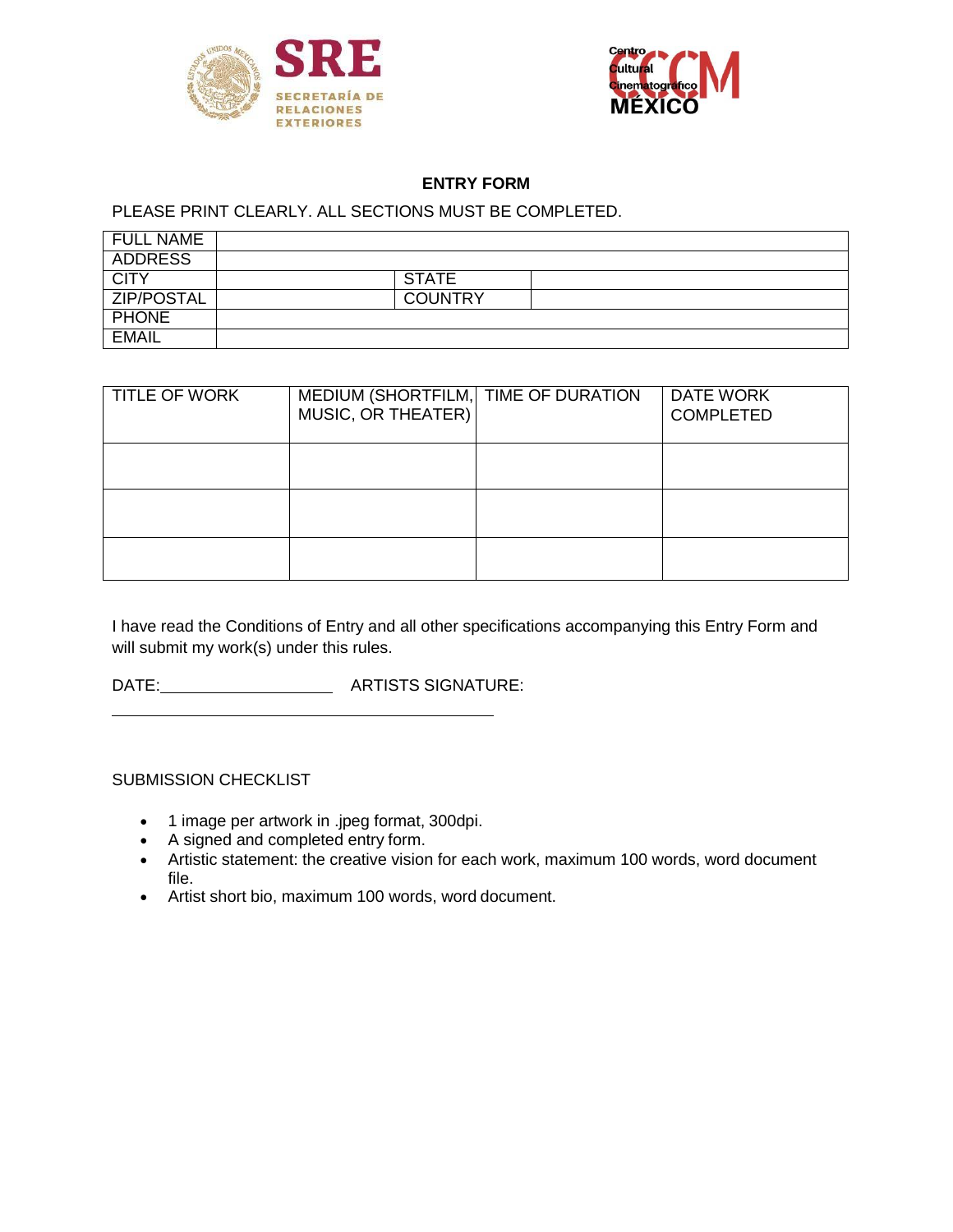**ENTRY FORM**

PLEASE PRINT CLEARLY. ALL SECTIONS MUST BE COMPLETED.

| | | | |
|---|---|---|---|
| FULL NAME | | | |
| ADDRESS | | | |
| CITY | | STATE | |
| ZIP/POSTAL | | COUNTRY | |
| PHONE | | | |
| EMAIL | | | |

| TITLE OF WORK | MEDIUM (SHORTFILM, MUSIC, OR THEATER) | TIME OF DURATION | DATE WORK COMPLETED |
|---|---|---|---|
| | | | |
| | | | |
| | | | |

I have read the Conditions of Entry and all other specifications accompanying this Entry Form and will submit my work(s) under this rules.

DATE:\_\_\_\_\_\_\_\_\_\_\_\_\_\_\_\_\_\_\_\_ ARTISTS SIGNATURE: \_\_\_\_\_\_\_\_\_\_\_\_\_\_\_\_\_\_\_\_\_\_\_\_\_\_\_\_\_\_\_\_\_\_\_\_\_\_\_\_

SUBMISSION CHECKLIST

- 1 image per artwork in .jpeg format, 300dpi.
- A signed and completed entry form.
- Artistic statement: the creative vision for each work, maximum 100 words, word document file.
- Artist short bio, maximum 100 words, word document.